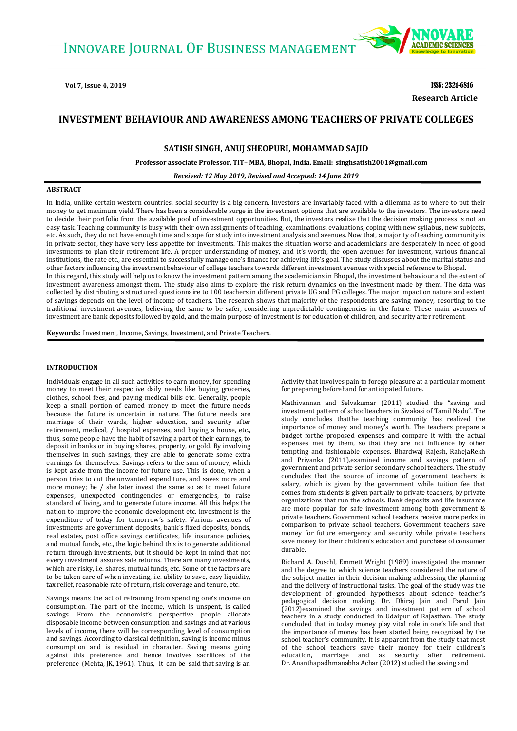Research Article

# INVESTMENT BEHAVIOUR AND AWARENESS AMONG TEACHERS OF PRIVATE COLLEGES

**SATISH SINGH, ANUJ SHEOPURI, MOHAMMAD SAJID**

**Professor associate Professor, TIT– MBA, Bhopal, India. Email: singhsatish2001@gmail.com**

***Received: 12 May 2019, Revised and Accepted: 14 June 2019***

## ABSTRACT

In India, unlike certain western countries, social security is a big concern. Investors are invariably faced with a dilemma as to where to put their money to get maximum yield. There has been a considerable surge in the investment options that are available to the investors. The investors need to decide their portfolio from the available pool of investment opportunities. But, the investors realize that the decision making process is not an easy task. Teaching community is busy with their own assignments of teaching, examinations, evaluations, coping with new syllabus, new subjects, etc. As such, they do not have enough time and scope for study into investment analysis and avenues. Now that, a majority of teaching community is in private sector, they have very less appetite for investments. This makes the situation worse and academicians are desperately in need of good investments to plan their retirement life. A proper understanding of money, and it's worth, the open avenues for investment, various financial institutions, the rate etc., are essential to successfully manage one's finance for achieving life's goal. The study discusses about the marital status and other factors influencing the investment behaviour of college teachers towards different investment avenues with special reference to Bhopal.

In this regard, this study will help us to know the investment pattern among the academicians in Bhopal, the investment behaviour and the extent of investment awareness amongst them. The study also aims to explore the risk return dynamics on the investment made by them. The data was collected by distributing a structured questionnaire to 100 teachers in different private UG and PG colleges. The major impact on nature and extent of savings depends on the level of income of teachers. The research shows that majority of the respondents are saving money, resorting to the traditional investment avenues, believing the same to be safer, considering unpredictable contingencies in the future. These main avenues of investment are bank deposits followed by gold, and the main purpose of investment is for education of children, and security after retirement.

**Keywords:** Investment, Income, Savings, Investment, and Private Teachers.

## INTRODUCTION

Individuals engage in all such activities to earn money, for spending money to meet their respective daily needs like buying groceries, clothes, school fees, and paying medical bills etc. Generally, people keep a small portion of earned money to meet the future needs because the future is uncertain in nature. The future needs are marriage of their wards, higher education, and security after retirement, medical, / hospital expenses, and buying a house, etc., thus, some people have the habit of saving a part of their earnings, to deposit in banks or in buying shares, property, or gold. By involving themselves in such savings, they are able to generate some extra earnings for themselves. Savings refers to the sum of money, which is kept aside from the income for future use. This is done, when a person tries to cut the unwanted expenditure, and saves more and more money; he / she later invest the same so as to meet future expenses, unexpected contingencies or emergencies, to raise standard of living, and to generate future income. All this helps the nation to improve the economic development etc. investment is the expenditure of today for tomorrow's safety. Various avenues of investments are government deposits, bank's fixed deposits, bonds, real estates, post office savings certificates, life insurance policies, and mutual funds, etc., the logic behind this is to generate additional return through investments, but it should be kept in mind that not every investment assures safe returns. There are many investments, which are risky, i.e. shares, mutual funds, etc. Some of the factors are to be taken care of when investing, i.e. ability to save, easy liquidity, tax relief, reasonable rate of return, risk coverage and tenure, etc.

Savings means the act of refraining from spending one's income on consumption. The part of the income, which is unspent, is called savings. From the economist's perspective people allocate disposable income between consumption and savings and at various levels of income, there will be corresponding level of consumption and savings. According to classical definition, saving is income minus consumption and is residual in character. Saving means going against this preference and hence involves sacrifices of the preference (Mehta, JK, 1961). Thus, it can be said that saving is an Activity that involves pain to forego pleasure at a particular moment for preparing beforehand for anticipated future.

Mathivannan and Selvakumar (2011) studied the "saving and investment pattern of schoolteachers in Sivakasi of Tamil Nadu". The study concludes thatthe teaching community has realized the importance of money and money's worth. The teachers prepare a budget forthe proposed expenses and compare it with the actual expenses met by them, so that they are not influence by other tempting and fashionable expenses. Bhardwaj Rajesh, RahejaRekh and Priyanka (2011),examined income and savings pattern of government and private senior secondary school teachers. The study concludes that the source of income of government teachers is salary, which is given by the government while tuition fee that comes from students is given partially to private teachers, by private organizations that run the schools. Bank deposits and life insurance are more popular for safe investment among both government & private teachers. Government school teachers receive more perks in comparison to private school teachers. Government teachers save money for future emergency and security while private teachers save money for their children's education and purchase of consumer durable.

Richard A. Duschl, Emmett Wright (1989) investigated the manner and the degree to which science teachers considered the nature of the subject matter in their decision making addressing the planning and the delivery of instructional tasks. The goal of the study was the development of grounded hypotheses about science teacher's pedagogical decision making. Dr. Dhiraj Jain and Parul Jain (2012)examined the savings and investment pattern of school teachers in a study conducted in Udaipur of Rajasthan. The study concluded that in today money play vital role in one's life and that the importance of money has been started being recognized by the school teacher's community. It is apparent from the study that most of the school teachers save their money for their children's education, marriage and as security after retirement. Dr. Ananthapadhmanabha Achar (2012) studied the saving and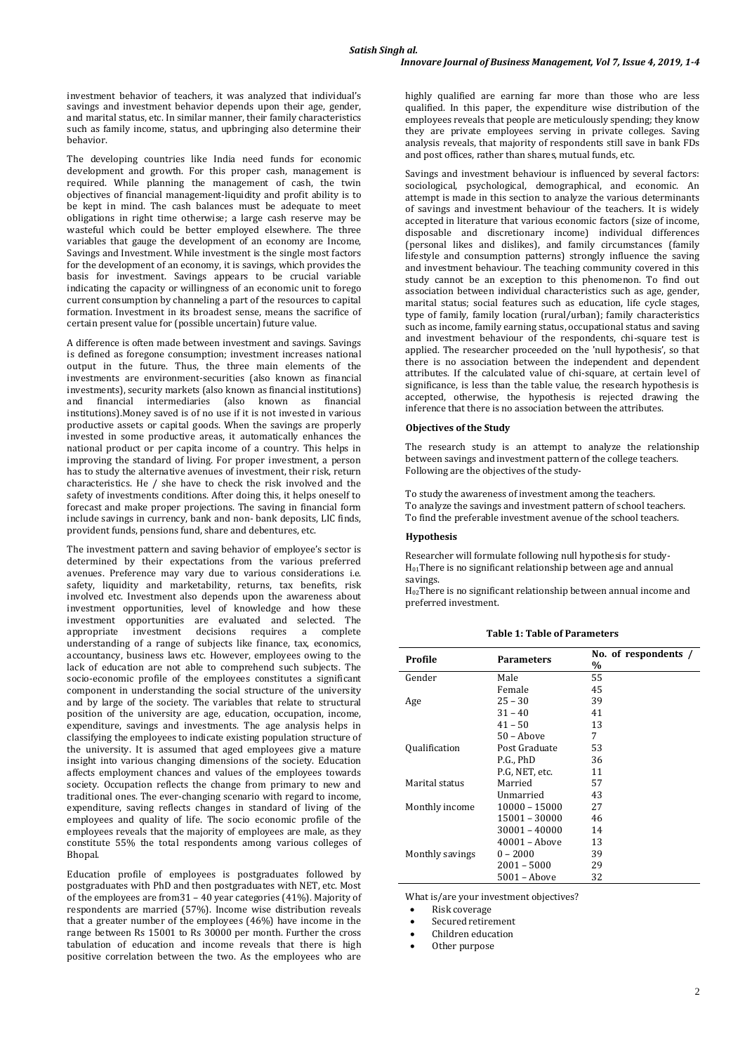investment behavior of teachers, it was analyzed that individual's savings and investment behavior depends upon their age, gender, and marital status, etc. In similar manner, their family characteristics such as family income, status, and upbringing also determine their behavior.

The developing countries like India need funds for economic development and growth. For this proper cash, management is required. While planning the management of cash, the twin objectives of financial management-liquidity and profit ability is to be kept in mind. The cash balances must be adequate to meet obligations in right time otherwise; a large cash reserve may be wasteful which could be better employed elsewhere. The three variables that gauge the development of an economy are Income, Savings and Investment. While investment is the single most factors for the development of an economy, it is savings, which provides the basis for investment. Savings appears to be crucial variable indicating the capacity or willingness of an economic unit to forego current consumption by channeling a part of the resources to capital formation. Investment in its broadest sense, means the sacrifice of certain present value for (possible uncertain) future value.

A difference is often made between investment and savings. Savings is defined as foregone consumption; investment increases national output in the future. Thus, the three main elements of the investments are environment-securities (also known as financial investments), security markets (also known as financial institutions) and financial intermediaries (also known as financial institutions).Money saved is of no use if it is not invested in various productive assets or capital goods. When the savings are properly invested in some productive areas, it automatically enhances the national product or per capita income of a country. This helps in improving the standard of living. For proper investment, a person has to study the alternative avenues of investment, their risk, return characteristics. He / she have to check the risk involved and the safety of investments conditions. After doing this, it helps oneself to forecast and make proper projections. The saving in financial form include savings in currency, bank and non- bank deposits, LIC finds, provident funds, pensions fund, share and debentures, etc.

The investment pattern and saving behavior of employee's sector is determined by their expectations from the various preferred avenues. Preference may vary due to various considerations i.e. safety, liquidity and marketability, returns, tax benefits, risk involved etc. Investment also depends upon the awareness about investment opportunities, level of knowledge and how these investment opportunities are evaluated and selected. The appropriate investment decisions requires a complete understanding of a range of subjects like finance, tax, economics, accountancy, business laws etc. However, employees owing to the lack of education are not able to comprehend such subjects. The socio-economic profile of the employees constitutes a significant component in understanding the social structure of the university and by large of the society. The variables that relate to structural position of the university are age, education, occupation, income, expenditure, savings and investments. The age analysis helps in classifying the employees to indicate existing population structure of the university. It is assumed that aged employees give a mature insight into various changing dimensions of the society. Education affects employment chances and values of the employees towards society. Occupation reflects the change from primary to new and traditional ones. The ever-changing scenario with regard to income, expenditure, saving reflects changes in standard of living of the employees and quality of life. The socio economic profile of the employees reveals that the majority of employees are male, as they constitute 55% the total respondents among various colleges of Bhopal.

Education profile of employees is postgraduates followed by postgraduates with PhD and then postgraduates with NET, etc. Most of the employees are from31 – 40 year categories (41%). Majority of respondents are married (57%). Income wise distribution reveals that a greater number of the employees (46%) have income in the range between Rs 15001 to Rs 30000 per month. Further the cross tabulation of education and income reveals that there is high positive correlation between the two. As the employees who are highly qualified are earning far more than those who are less qualified. In this paper, the expenditure wise distribution of the employees reveals that people are meticulously spending; they know they are private employees serving in private colleges. Saving analysis reveals, that majority of respondents still save in bank FDs and post offices, rather than shares, mutual funds, etc.

Savings and investment behaviour is influenced by several factors: sociological, psychological, demographical, and economic. An attempt is made in this section to analyze the various determinants of savings and investment behaviour of the teachers. It is widely accepted in literature that various economic factors (size of income, disposable and discretionary income) individual differences (personal likes and dislikes), and family circumstances (family lifestyle and consumption patterns) strongly influence the saving and investment behaviour. The teaching community covered in this study cannot be an exception to this phenomenon. To find out association between individual characteristics such as age, gender, marital status; social features such as education, life cycle stages, type of family, family location (rural/urban); family characteristics such as income, family earning status, occupational status and saving and investment behaviour of the respondents, chi-square test is applied. The researcher proceeded on the 'null hypothesis', so that there is no association between the independent and dependent attributes. If the calculated value of chi-square, at certain level of significance, is less than the table value, the research hypothesis is accepted, otherwise, the hypothesis is rejected drawing the inference that there is no association between the attributes.

### Objectives of the Study

The research study is an attempt to analyze the relationship between savings and investment pattern of the college teachers. Following are the objectives of the study-

To study the awareness of investment among the teachers.
To analyze the savings and investment pattern of school teachers.
To find the preferable investment avenue of the school teachers.

### Hypothesis

Researcher will formulate following null hypothesis for study-
$H_{01}$There is no significant relationship between age and annual savings.
$H_{02}$There is no significant relationship between annual income and preferred investment.

**Table 1: Table of Parameters**

| Profile | Parameters | No. of respondents / % |
|---|---|---|
| Gender | Male | 55 |
| | Female | 45 |
| Age | 25 – 30 | 39 |
| | 31 – 40 | 41 |
| | 41 – 50 | 13 |
| | 50 – Above | 7 |
| Qualification | Post Graduate | 53 |
| | P.G., PhD | 36 |
| | P.G, NET, etc. | 11 |
| Marital status | Married | 57 |
| | Unmarried | 43 |
| Monthly income | 10000 – 15000 | 27 |
| | 15001 – 30000 | 46 |
| | 30001 – 40000 | 14 |
| | 40001 – Above | 13 |
| Monthly savings | 0 – 2000 | 39 |
| | 2001 – 5000 | 29 |
| | 5001 – Above | 32 |

What is/are your investment objectives?

- Risk coverage
- Secured retirement
- Children education
- Other purpose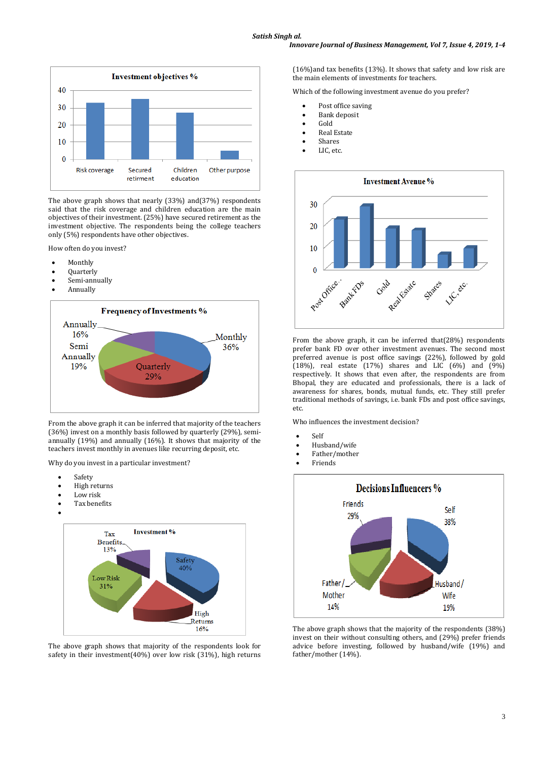The above graph shows that nearly (33%) and(37%) respondents said that the risk coverage and children education are the main objectives of their investment. (25%) have secured retirement as the investment objective. The respondents being the college teachers only (5%) respondents have other objectives.

How often do you invest?

- Monthly
- Quarterly
- Semi-annually
- Annually

From the above graph it can be inferred that majority of the teachers (36%) invest on a monthly basis followed by quarterly (29%), semi-annually (19%) and annually (16%). It shows that majority of the teachers invest monthly in avenues like recurring deposit, etc.

Why do you invest in a particular investment?

- Safety
- High returns
- Low risk
- Tax benefits

The above graph shows that majority of the respondents look for safety in their investment(40%) over low risk (31%), high returns (16%)and tax benefits (13%). It shows that safety and low risk are the main elements of investments for teachers.

Which of the following investment avenue do you prefer?

- Post office saving
- Bank deposit
- Gold
- Real Estate
- Shares
- LIC, etc.

From the above graph, it can be inferred that(28%) respondents prefer bank FD over other investment avenues. The second most preferred avenue is post office savings (22%), followed by gold (18%), real estate (17%) shares and LIC (6%) and (9%) respectively. It shows that even after, the respondents are from Bhopal, they are educated and professionals, there is a lack of awareness for shares, bonds, mutual funds, etc. They still prefer traditional methods of savings, i.e. bank FDs and post office savings, etc.

Who influences the investment decision?

- Self
- Husband/wife
- Father/mother
- Friends

The above graph shows that the majority of the respondents (38%) invest on their without consulting others, and (29%) prefer friends advice before investing, followed by husband/wife (19%) and father/mother (14%).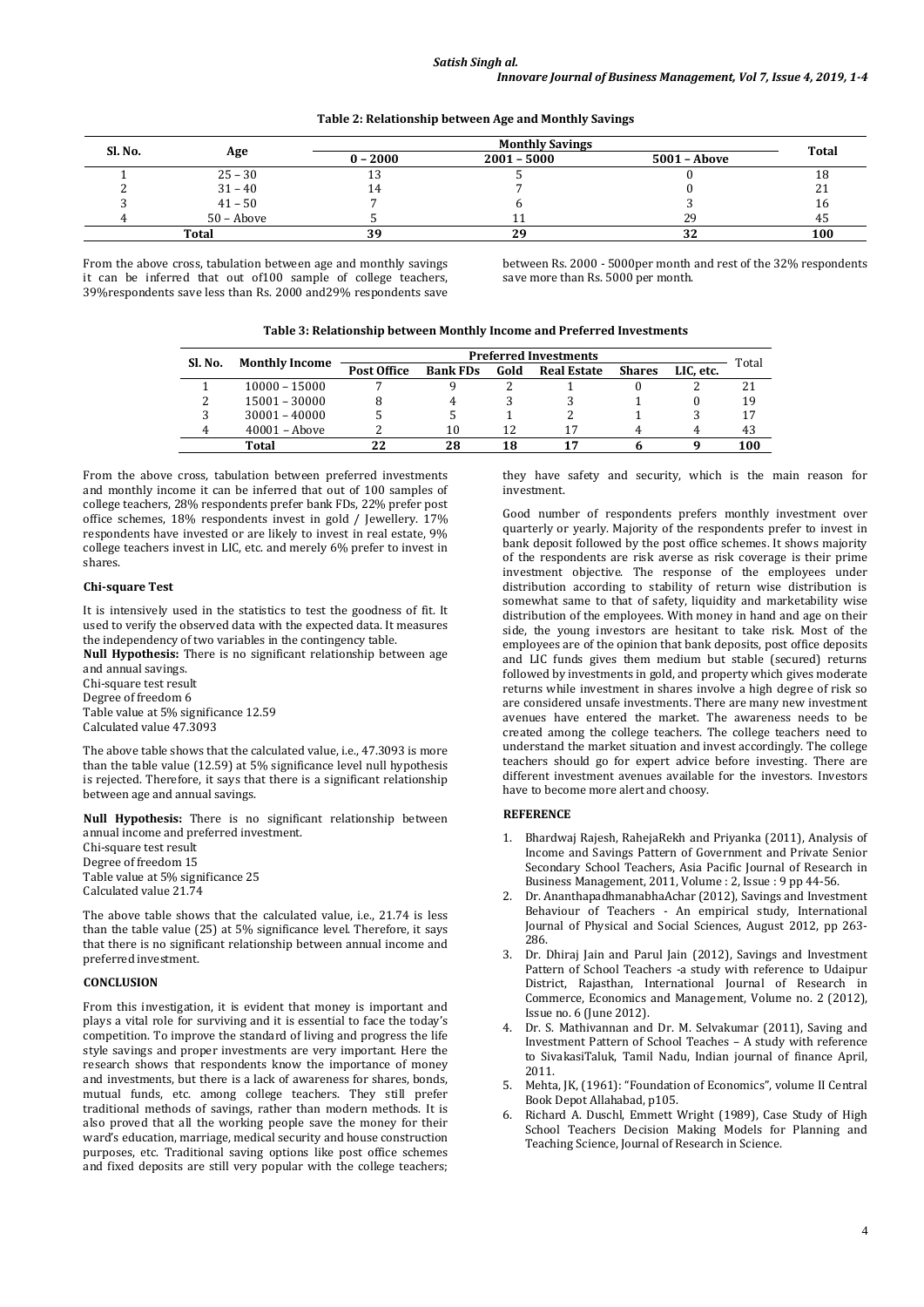**Table 2: Relationship between Age and Monthly Savings**

| Sl. No. | Age | Monthly Savings | | | Total |
|---|---|---|---|---|---|
| | | 0 – 2000 | 2001 – 5000 | 5001 – Above | |
| 1 | 25 – 30 | 13 | 5 | 0 | 18 |
| 2 | 31 – 40 | 14 | 7 | 0 | 21 |
| 3 | 41 – 50 | 7 | 6 | 3 | 16 |
| 4 | 50 – Above | 5 | 11 | 29 | 45 |
| | **Total** | **39** | **29** | **32** | **100** |

From the above cross, tabulation between age and monthly savings it can be inferred that out of100 sample of college teachers, 39%respondents save less than Rs. 2000 and29% respondents save between Rs. 2000 - 5000per month and rest of the 32% respondents save more than Rs. 5000 per month.

**Table 3: Relationship between Monthly Income and Preferred Investments**

| Sl. No. | Monthly Income | Preferred Investments | | | | | | Total |
|---|---|---|---|---|---|---|---|---|
| | | Post Office | Bank FDs | Gold | Real Estate | Shares | LIC, etc. | |
| 1 | 10000 – 15000 | 7 | 9 | 2 | 1 | 0 | 2 | 21 |
| 2 | 15001 – 30000 | 8 | 4 | 3 | 3 | 1 | 0 | 19 |
| 3 | 30001 – 40000 | 5 | 5 | 1 | 2 | 1 | 3 | 17 |
| 4 | 40001 – Above | 2 | 10 | 12 | 17 | 4 | 4 | 43 |
| | **Total** | **22** | **28** | **18** | **17** | **6** | **9** | **100** |

From the above cross, tabulation between preferred investments and monthly income it can be inferred that out of 100 samples of college teachers, 28% respondents prefer bank FDs, 22% prefer post office schemes, 18% respondents invest in gold / Jewellery. 17% respondents have invested or are likely to invest in real estate, 9% college teachers invest in LIC, etc. and merely 6% prefer to invest in shares.

**Chi-square Test**

It is intensively used in the statistics to test the goodness of fit. It used to verify the observed data with the expected data. It measures the independency of two variables in the contingency table.

**Null Hypothesis:** There is no significant relationship between age and annual savings.
Chi-square test result
Degree of freedom 6
Table value at 5% significance 12.59
Calculated value 47.3093

The above table shows that the calculated value, i.e., 47.3093 is more than the table value (12.59) at 5% significance level null hypothesis is rejected. Therefore, it says that there is a significant relationship between age and annual savings.

**Null Hypothesis:** There is no significant relationship between annual income and preferred investment.
Chi-square test result
Degree of freedom 15
Table value at 5% significance 25
Calculated value 21.74

The above table shows that the calculated value, i.e., 21.74 is less than the table value (25) at 5% significance level. Therefore, it says that there is no significant relationship between annual income and preferred investment.

**CONCLUSION**

From this investigation, it is evident that money is important and plays a vital role for surviving and it is essential to face the today's competition. To improve the standard of living and progress the life style savings and proper investments are very important. Here the research shows that respondents know the importance of money and investments, but there is a lack of awareness for shares, bonds, mutual funds, etc. among college teachers. They still prefer traditional methods of savings, rather than modern methods. It is also proved that all the working people save the money for their ward's education, marriage, medical security and house construction purposes, etc. Traditional saving options like post office schemes and fixed deposits are still very popular with the college teachers; they have safety and security, which is the main reason for investment.

Good number of respondents prefers monthly investment over quarterly or yearly. Majority of the respondents prefer to invest in bank deposit followed by the post office schemes. It shows majority of the respondents are risk averse as risk coverage is their prime investment objective. The response of the employees under distribution according to stability of return wise distribution is somewhat same to that of safety, liquidity and marketability wise distribution of the employees. With money in hand and age on their side, the young investors are hesitant to take risk. Most of the employees are of the opinion that bank deposits, post office deposits and LIC funds gives them medium but stable (secured) returns followed by investments in gold, and property which gives moderate returns while investment in shares involve a high degree of risk so are considered unsafe investments. There are many new investment avenues have entered the market. The awareness needs to be created among the college teachers. The college teachers need to understand the market situation and invest accordingly. The college teachers should go for expert advice before investing. There are different investment avenues available for the investors. Investors have to become more alert and choosy.

**REFERENCE**

1. Bhardwaj Rajesh, RahejaRekh and Priyanka (2011), Analysis of Income and Savings Pattern of Government and Private Senior Secondary School Teachers, Asia Pacific Journal of Research in Business Management, 2011, Volume : 2, Issue : 9 pp 44-56.
2. Dr. AnanthapadhmanabhaAchar (2012), Savings and Investment Behaviour of Teachers - An empirical study, International Journal of Physical and Social Sciences, August 2012, pp 263-286.
3. Dr. Dhiraj Jain and Parul Jain (2012), Savings and Investment Pattern of School Teachers -a study with reference to Udaipur District, Rajasthan, International Journal of Research in Commerce, Economics and Management, Volume no. 2 (2012), Issue no. 6 (June 2012).
4. Dr. S. Mathivannan and Dr. M. Selvakumar (2011), Saving and Investment Pattern of School Teaches – A study with reference to SivakasiTaluk, Tamil Nadu, Indian journal of finance April, 2011.
5. Mehta, JK, (1961): "Foundation of Economics", volume II Central Book Depot Allahabad, p105.
6. Richard A. Duschl, Emmett Wright (1989), Case Study of High School Teachers Decision Making Models for Planning and Teaching Science, Journal of Research in Science.